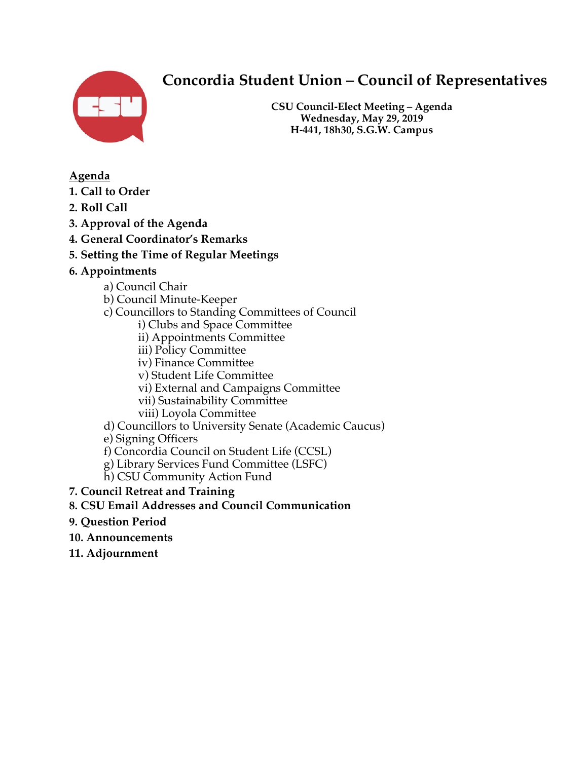# Concordia Student Union – Council of Representatives

**CSU Council-Elect Meeting – Agenda**
**Wednesday, May 29, 2019**
**H-441, 18h30, S.G.W. Campus**

## Agenda

**1. Call to Order**

**2. Roll Call**

**3. Approval of the Agenda**

**4. General Coordinator's Remarks**

**5. Setting the Time of Regular Meetings**

**6. Appointments**

- a) Council Chair
- b) Council Minute-Keeper
- c) Councillors to Standing Committees of Council
  - i) Clubs and Space Committee
  - ii) Appointments Committee
  - iii) Policy Committee
  - iv) Finance Committee
  - v) Student Life Committee
  - vi) External and Campaigns Committee
  - vii) Sustainability Committee
  - viii) Loyola Committee
- d) Councillors to University Senate (Academic Caucus)
- e) Signing Officers
- f) Concordia Council on Student Life (CCSL)
- g) Library Services Fund Committee (LSFC)
- h) CSU Community Action Fund

**7. Council Retreat and Training**

**8. CSU Email Addresses and Council Communication**

**9. Question Period**

**10. Announcements**

**11. Adjournment**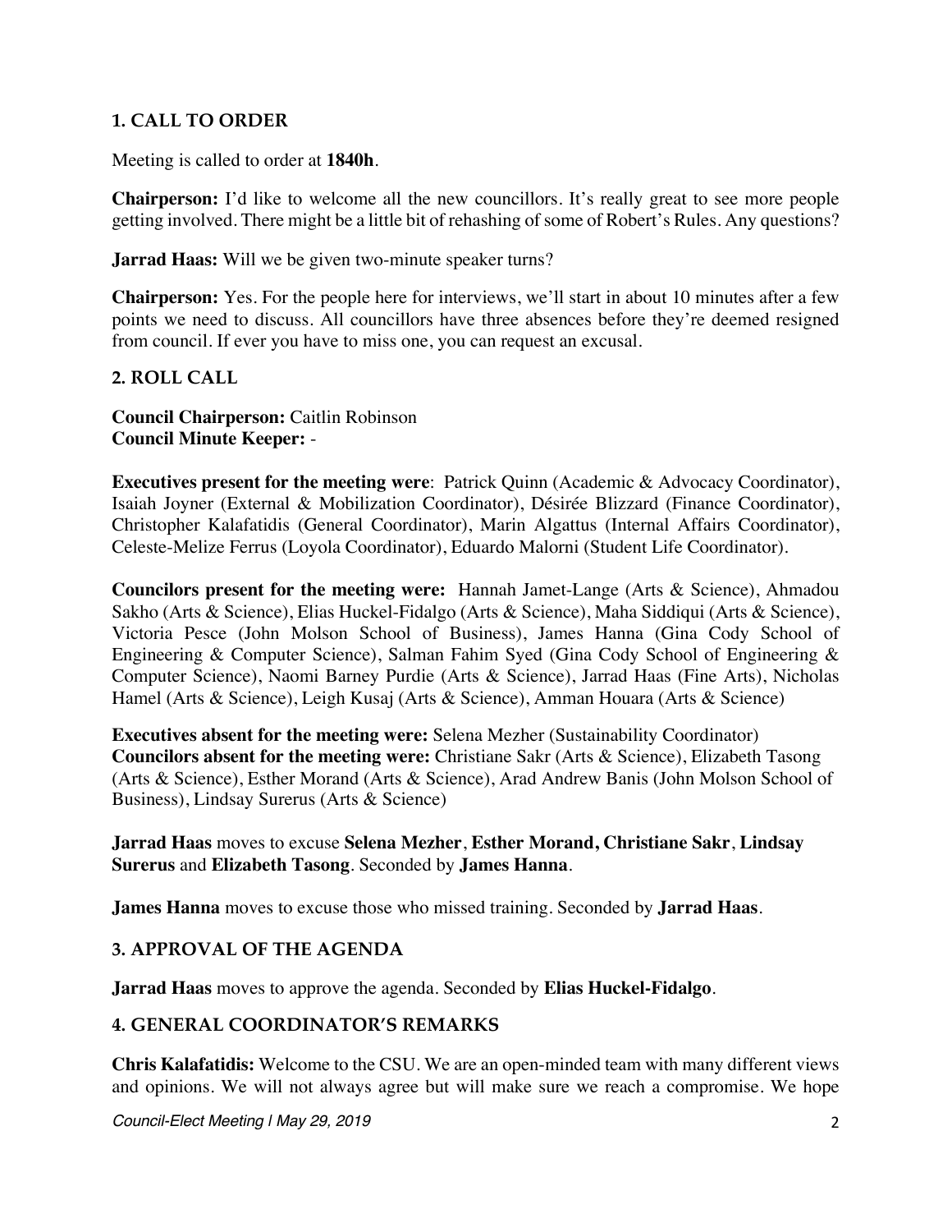## 1. CALL TO ORDER

Meeting is called to order at **1840h**.

**Chairperson:** I'd like to welcome all the new councillors. It's really great to see more people getting involved. There might be a little bit of rehashing of some of Robert's Rules. Any questions?

**Jarrad Haas:** Will we be given two-minute speaker turns?

**Chairperson:** Yes. For the people here for interviews, we'll start in about 10 minutes after a few points we need to discuss. All councillors have three absences before they're deemed resigned from council. If ever you have to miss one, you can request an excusal.

## 2. ROLL CALL

**Council Chairperson:** Caitlin Robinson
**Council Minute Keeper:** -

**Executives present for the meeting were**: Patrick Quinn (Academic & Advocacy Coordinator), Isaiah Joyner (External & Mobilization Coordinator), Désirée Blizzard (Finance Coordinator), Christopher Kalafatidis (General Coordinator), Marin Algattus (Internal Affairs Coordinator), Celeste-Melize Ferrus (Loyola Coordinator), Eduardo Malorni (Student Life Coordinator).

**Councilors present for the meeting were:** Hannah Jamet-Lange (Arts & Science), Ahmadou Sakho (Arts & Science), Elias Huckel-Fidalgo (Arts & Science), Maha Siddiqui (Arts & Science), Victoria Pesce (John Molson School of Business), James Hanna (Gina Cody School of Engineering & Computer Science), Salman Fahim Syed (Gina Cody School of Engineering & Computer Science), Naomi Barney Purdie (Arts & Science), Jarrad Haas (Fine Arts), Nicholas Hamel (Arts & Science), Leigh Kusaj (Arts & Science), Amman Houara (Arts & Science)

**Executives absent for the meeting were:** Selena Mezher (Sustainability Coordinator)
**Councilors absent for the meeting were:** Christiane Sakr (Arts & Science), Elizabeth Tasong (Arts & Science), Esther Morand (Arts & Science), Arad Andrew Banis (John Molson School of Business), Lindsay Surerus (Arts & Science)

**Jarrad Haas** moves to excuse **Selena Mezher**, **Esther Morand, Christiane Sakr**, **Lindsay Surerus** and **Elizabeth Tasong**. Seconded by **James Hanna**.

**James Hanna** moves to excuse those who missed training. Seconded by **Jarrad Haas**.

## 3. APPROVAL OF THE AGENDA

**Jarrad Haas** moves to approve the agenda. Seconded by **Elias Huckel-Fidalgo**.

## 4. GENERAL COORDINATOR'S REMARKS

**Chris Kalafatidis:** Welcome to the CSU. We are an open-minded team with many different views and opinions. We will not always agree but will make sure we reach a compromise. We hope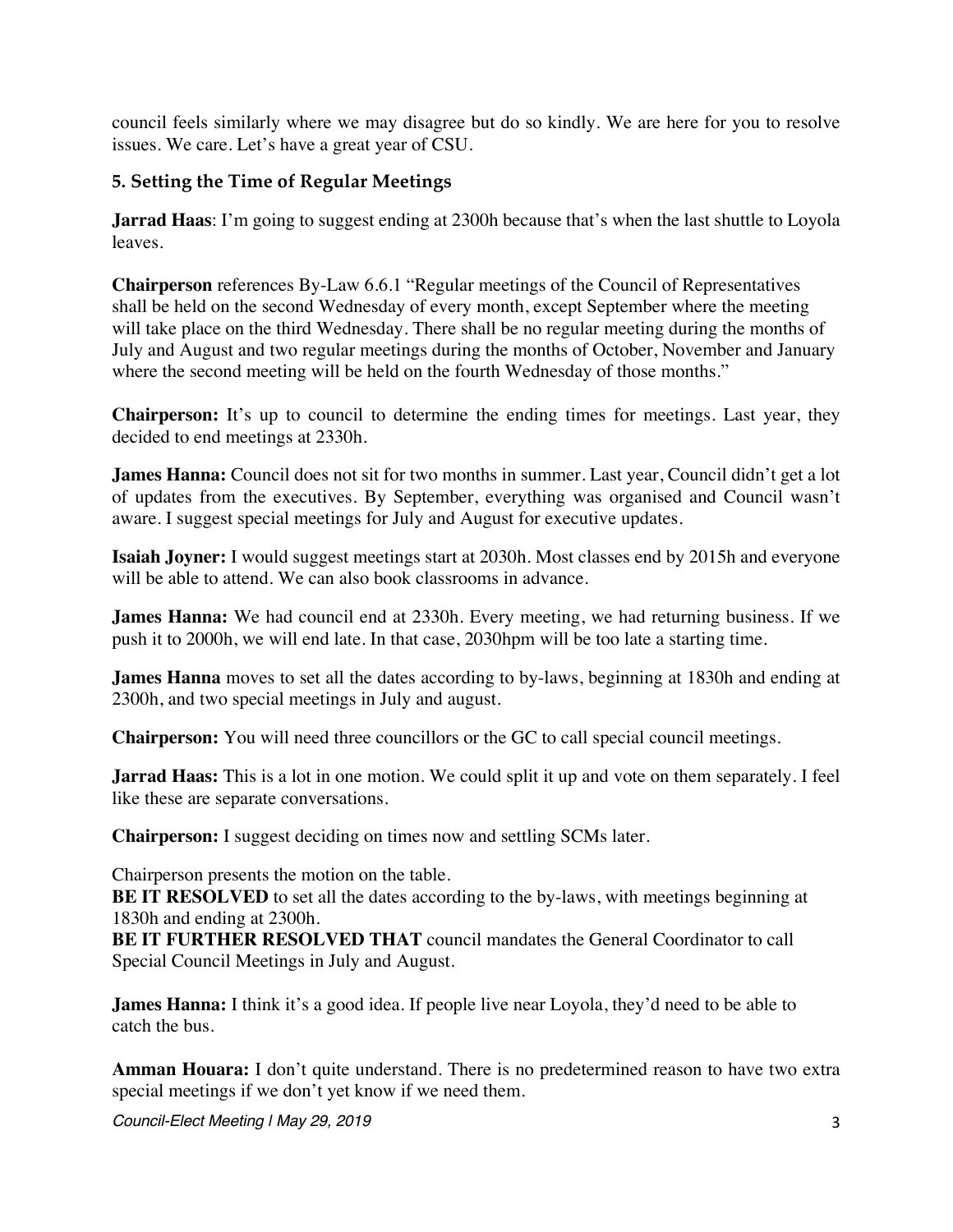council feels similarly where we may disagree but do so kindly. We are here for you to resolve issues. We care. Let's have a great year of CSU.

### 5. Setting the Time of Regular Meetings

**Jarrad Haas**: I'm going to suggest ending at 2300h because that's when the last shuttle to Loyola leaves.

**Chairperson** references By-Law 6.6.1 "Regular meetings of the Council of Representatives shall be held on the second Wednesday of every month, except September where the meeting will take place on the third Wednesday. There shall be no regular meeting during the months of July and August and two regular meetings during the months of October, November and January where the second meeting will be held on the fourth Wednesday of those months."

**Chairperson:** It's up to council to determine the ending times for meetings. Last year, they decided to end meetings at 2330h.

**James Hanna:** Council does not sit for two months in summer. Last year, Council didn't get a lot of updates from the executives. By September, everything was organised and Council wasn't aware. I suggest special meetings for July and August for executive updates.

**Isaiah Joyner:** I would suggest meetings start at 2030h. Most classes end by 2015h and everyone will be able to attend. We can also book classrooms in advance.

**James Hanna:** We had council end at 2330h. Every meeting, we had returning business. If we push it to 2000h, we will end late. In that case, 2030hpm will be too late a starting time.

**James Hanna** moves to set all the dates according to by-laws, beginning at 1830h and ending at 2300h, and two special meetings in July and august.

**Chairperson:** You will need three councillors or the GC to call special council meetings.

**Jarrad Haas:** This is a lot in one motion. We could split it up and vote on them separately. I feel like these are separate conversations.

**Chairperson:** I suggest deciding on times now and settling SCMs later.

Chairperson presents the motion on the table.
**BE IT RESOLVED** to set all the dates according to the by-laws, with meetings beginning at 1830h and ending at 2300h.
**BE IT FURTHER RESOLVED THAT** council mandates the General Coordinator to call Special Council Meetings in July and August.

**James Hanna:** I think it's a good idea. If people live near Loyola, they'd need to be able to catch the bus.

**Amman Houara:** I don't quite understand. There is no predetermined reason to have two extra special meetings if we don't yet know if we need them.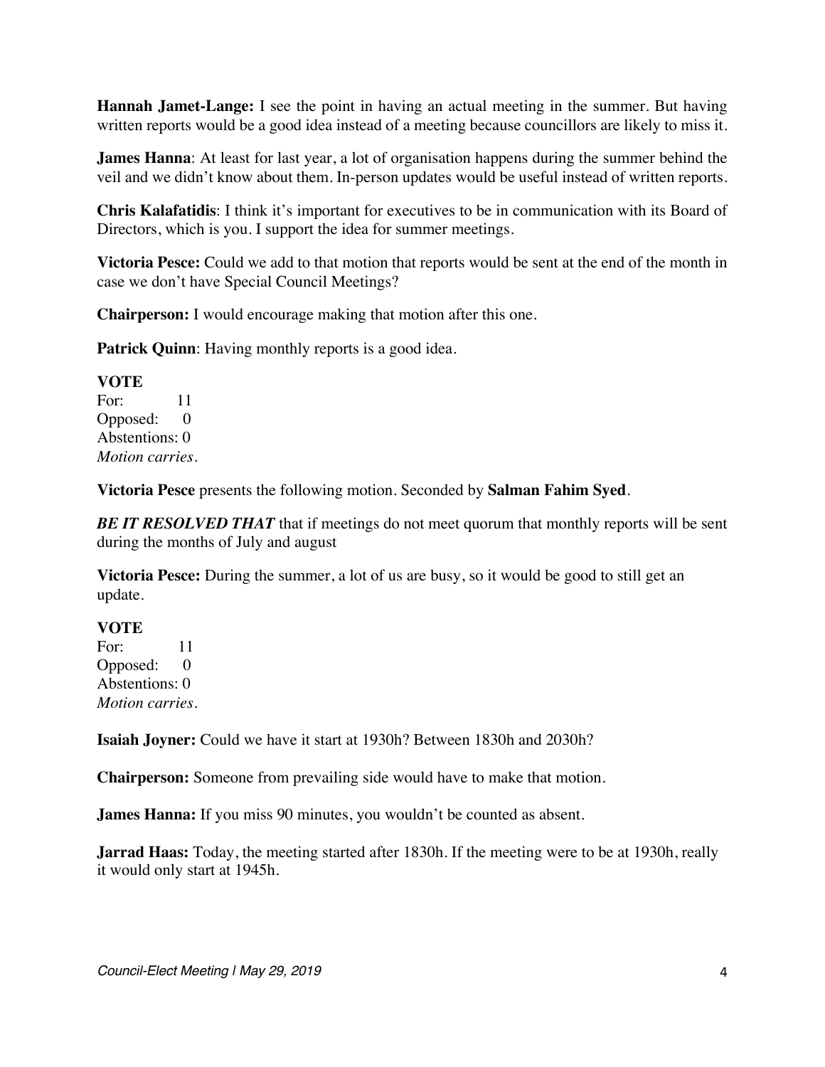**Hannah Jamet-Lange:** I see the point in having an actual meeting in the summer. But having written reports would be a good idea instead of a meeting because councillors are likely to miss it.

**James Hanna**: At least for last year, a lot of organisation happens during the summer behind the veil and we didn't know about them. In-person updates would be useful instead of written reports.

**Chris Kalafatidis**: I think it's important for executives to be in communication with its Board of Directors, which is you. I support the idea for summer meetings.

**Victoria Pesce:** Could we add to that motion that reports would be sent at the end of the month in case we don't have Special Council Meetings?

**Chairperson:** I would encourage making that motion after this one.

**Patrick Quinn**: Having monthly reports is a good idea.

**VOTE**
For: 11
Opposed: 0
Abstentions: 0
*Motion carries.*

**Victoria Pesce** presents the following motion. Seconded by **Salman Fahim Syed**.

***BE IT RESOLVED THAT*** that if meetings do not meet quorum that monthly reports will be sent during the months of July and august

**Victoria Pesce:** During the summer, a lot of us are busy, so it would be good to still get an update.

**VOTE**
For: 11
Opposed: 0
Abstentions: 0
*Motion carries.*

**Isaiah Joyner:** Could we have it start at 1930h? Between 1830h and 2030h?

**Chairperson:** Someone from prevailing side would have to make that motion.

**James Hanna:** If you miss 90 minutes, you wouldn't be counted as absent.

**Jarrad Haas:** Today, the meeting started after 1830h. If the meeting were to be at 1930h, really it would only start at 1945h.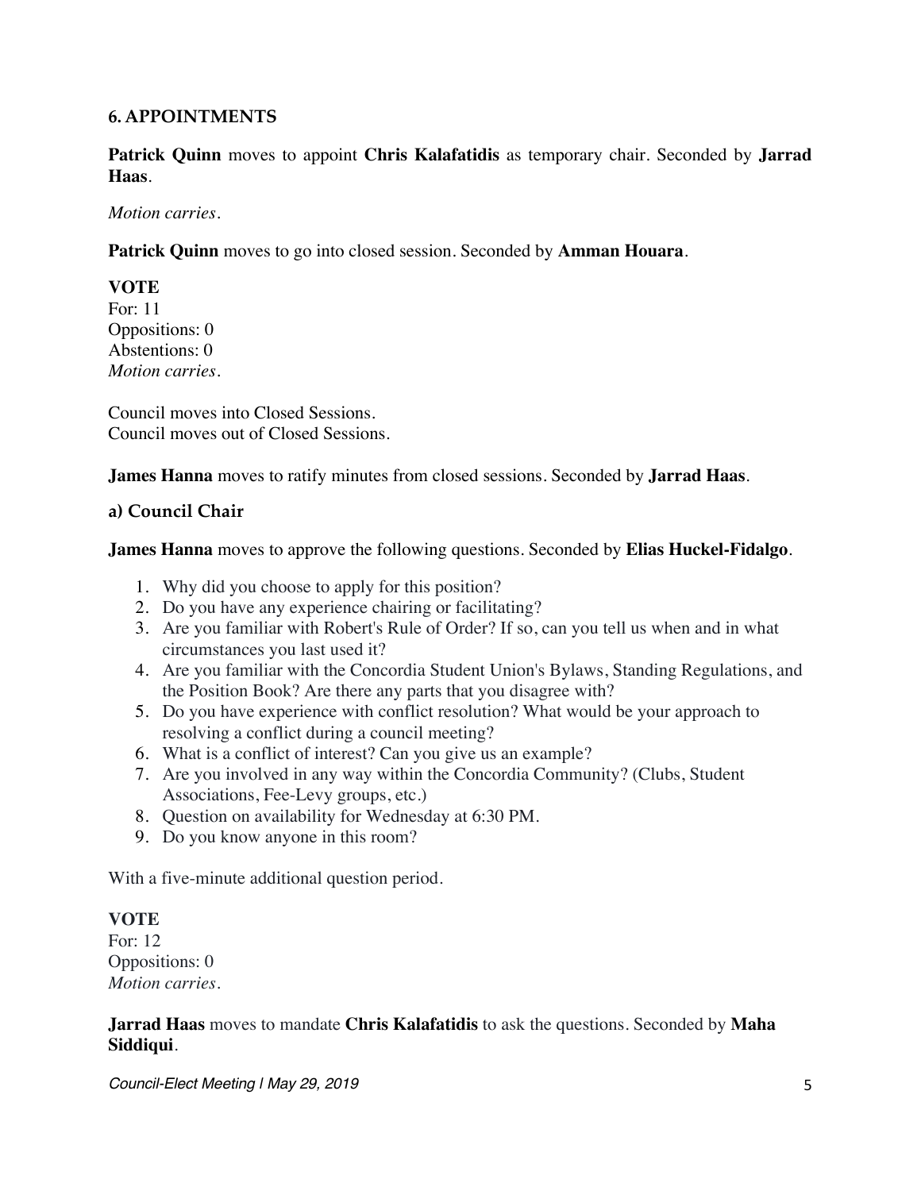## 6. APPOINTMENTS

**Patrick Quinn** moves to appoint **Chris Kalafatidis** as temporary chair. Seconded by **Jarrad Haas**.

*Motion carries.*

**Patrick Quinn** moves to go into closed session. Seconded by **Amman Houara**.

**VOTE**
For: 11
Oppositions: 0
Abstentions: 0
*Motion carries.*

Council moves into Closed Sessions.
Council moves out of Closed Sessions.

**James Hanna** moves to ratify minutes from closed sessions. Seconded by **Jarrad Haas**.

### a) Council Chair

**James Hanna** moves to approve the following questions. Seconded by **Elias Huckel-Fidalgo**.

1. Why did you choose to apply for this position?
2. Do you have any experience chairing or facilitating?
3. Are you familiar with Robert's Rule of Order? If so, can you tell us when and in what circumstances you last used it?
4. Are you familiar with the Concordia Student Union's Bylaws, Standing Regulations, and the Position Book? Are there any parts that you disagree with?
5. Do you have experience with conflict resolution? What would be your approach to resolving a conflict during a council meeting?
6. What is a conflict of interest? Can you give us an example?
7. Are you involved in any way within the Concordia Community? (Clubs, Student Associations, Fee-Levy groups, etc.)
8. Question on availability for Wednesday at 6:30 PM.
9. Do you know anyone in this room?

With a five-minute additional question period.

**VOTE**
For: 12
Oppositions: 0
*Motion carries.*

**Jarrad Haas** moves to mandate **Chris Kalafatidis** to ask the questions. Seconded by **Maha Siddiqui**.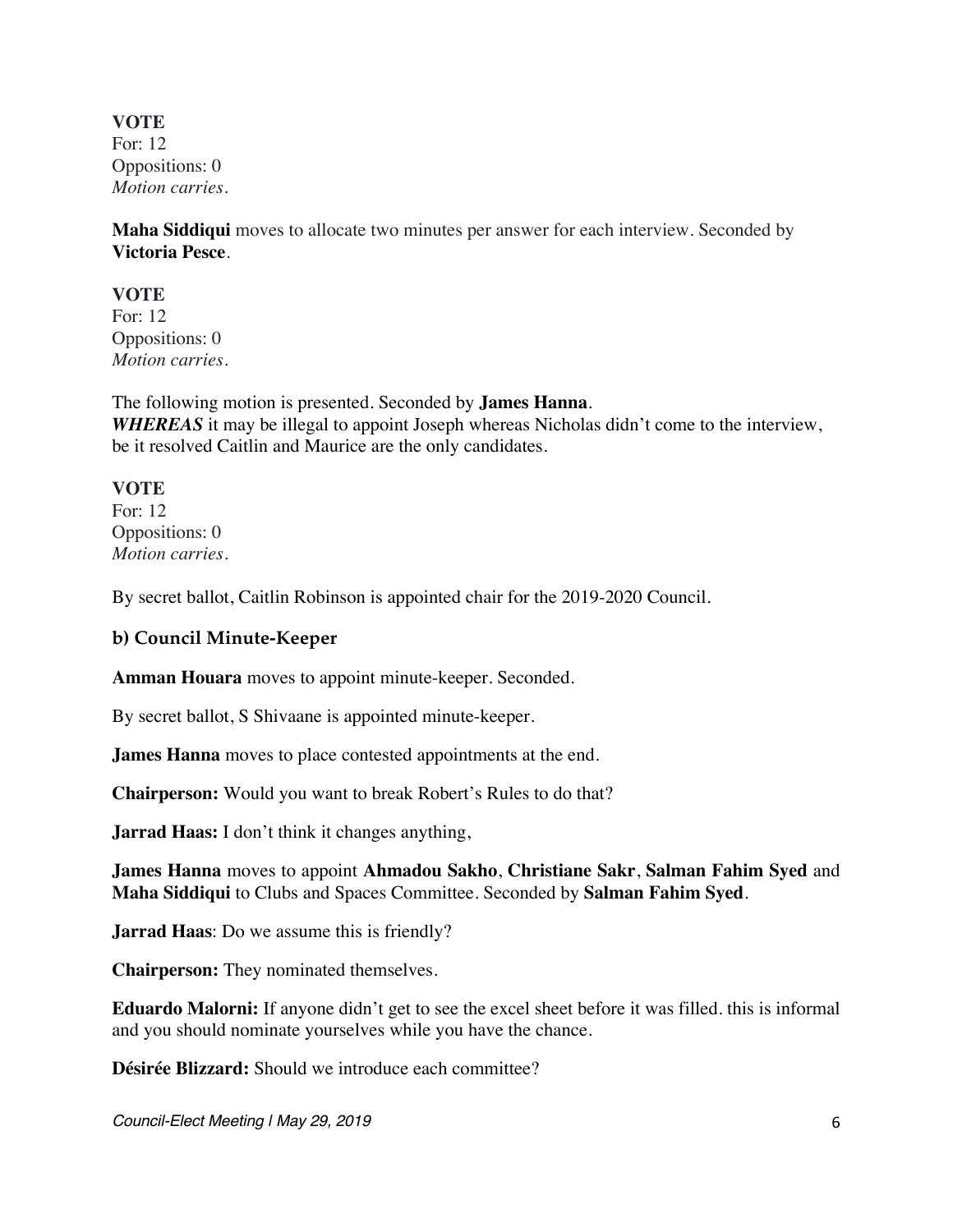**VOTE**
For: 12
Oppositions: 0
*Motion carries.*

**Maha Siddiqui** moves to allocate two minutes per answer for each interview. Seconded by **Victoria Pesce**.

**VOTE**
For: 12
Oppositions: 0
*Motion carries.*

The following motion is presented. Seconded by **James Hanna**.
***WHEREAS*** it may be illegal to appoint Joseph whereas Nicholas didn't come to the interview, be it resolved Caitlin and Maurice are the only candidates.

**VOTE**
For: 12
Oppositions: 0
*Motion carries.*

By secret ballot, Caitlin Robinson is appointed chair for the 2019-2020 Council.

### b) Council Minute-Keeper

**Amman Houara** moves to appoint minute-keeper. Seconded.

By secret ballot, S Shivaane is appointed minute-keeper.

**James Hanna** moves to place contested appointments at the end.

**Chairperson:** Would you want to break Robert's Rules to do that?

**Jarrad Haas:** I don't think it changes anything,

**James Hanna** moves to appoint **Ahmadou Sakho**, **Christiane Sakr**, **Salman Fahim Syed** and **Maha Siddiqui** to Clubs and Spaces Committee. Seconded by **Salman Fahim Syed**.

**Jarrad Haas**: Do we assume this is friendly?

**Chairperson:** They nominated themselves.

**Eduardo Malorni:** If anyone didn't get to see the excel sheet before it was filled. this is informal and you should nominate yourselves while you have the chance.

**Désirée Blizzard:** Should we introduce each committee?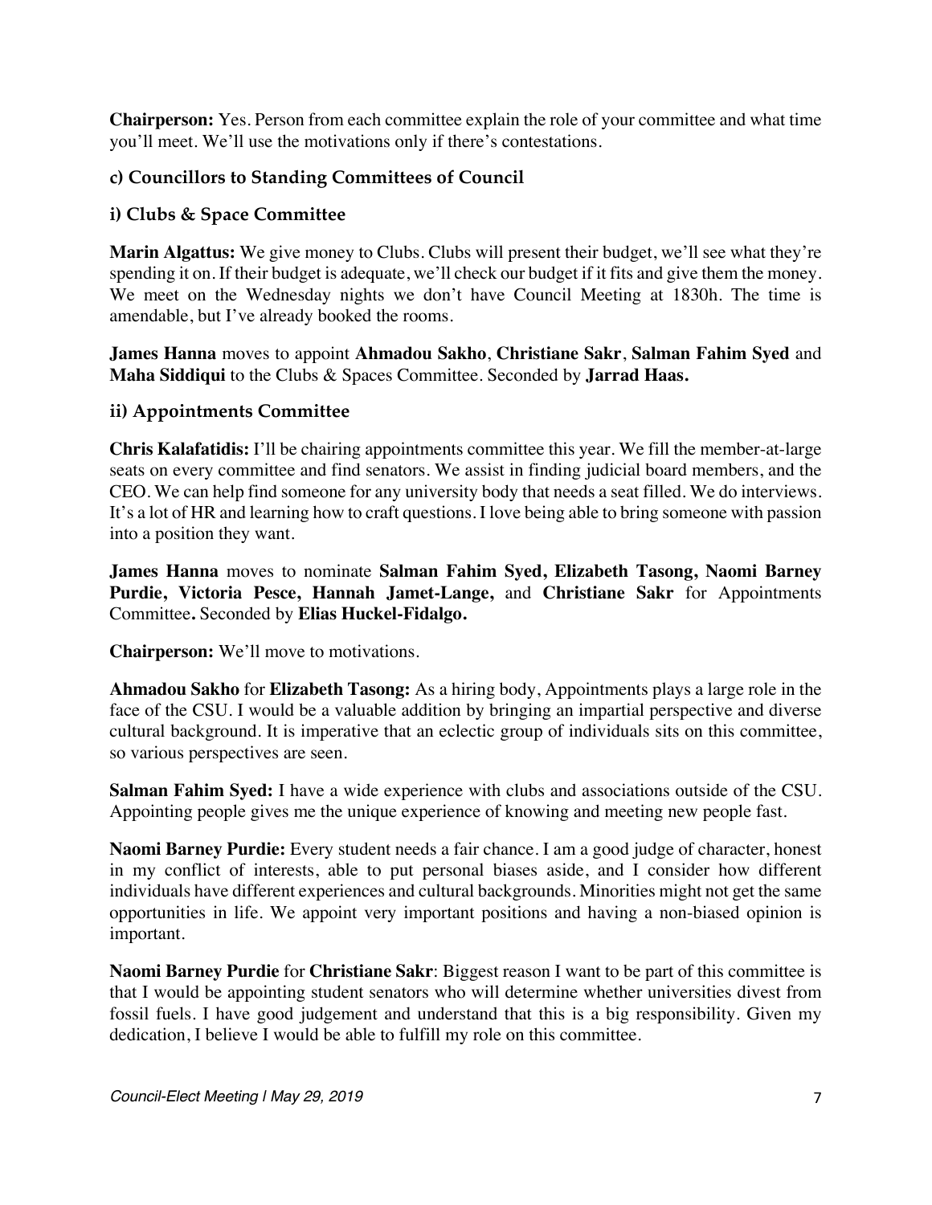**Chairperson:** Yes. Person from each committee explain the role of your committee and what time you'll meet. We'll use the motivations only if there's contestations.

### c) Councillors to Standing Committees of Council

### i) Clubs & Space Committee

**Marin Algattus:** We give money to Clubs. Clubs will present their budget, we'll see what they're spending it on. If their budget is adequate, we'll check our budget if it fits and give them the money. We meet on the Wednesday nights we don't have Council Meeting at 1830h. The time is amendable, but I've already booked the rooms.

**James Hanna** moves to appoint **Ahmadou Sakho**, **Christiane Sakr**, **Salman Fahim Syed** and **Maha Siddiqui** to the Clubs & Spaces Committee. Seconded by **Jarrad Haas.**

### ii) Appointments Committee

**Chris Kalafatidis:** I'll be chairing appointments committee this year. We fill the member-at-large seats on every committee and find senators. We assist in finding judicial board members, and the CEO. We can help find someone for any university body that needs a seat filled. We do interviews. It's a lot of HR and learning how to craft questions. I love being able to bring someone with passion into a position they want.

**James Hanna** moves to nominate **Salman Fahim Syed, Elizabeth Tasong, Naomi Barney Purdie, Victoria Pesce, Hannah Jamet-Lange,** and **Christiane Sakr** for Appointments Committee**.** Seconded by **Elias Huckel-Fidalgo.**

**Chairperson:** We'll move to motivations.

**Ahmadou Sakho** for **Elizabeth Tasong:** As a hiring body, Appointments plays a large role in the face of the CSU. I would be a valuable addition by bringing an impartial perspective and diverse cultural background. It is imperative that an eclectic group of individuals sits on this committee, so various perspectives are seen.

**Salman Fahim Syed:** I have a wide experience with clubs and associations outside of the CSU. Appointing people gives me the unique experience of knowing and meeting new people fast.

**Naomi Barney Purdie:** Every student needs a fair chance. I am a good judge of character, honest in my conflict of interests, able to put personal biases aside, and I consider how different individuals have different experiences and cultural backgrounds. Minorities might not get the same opportunities in life. We appoint very important positions and having a non-biased opinion is important.

**Naomi Barney Purdie** for **Christiane Sakr**: Biggest reason I want to be part of this committee is that I would be appointing student senators who will determine whether universities divest from fossil fuels. I have good judgement and understand that this is a big responsibility. Given my dedication, I believe I would be able to fulfill my role on this committee.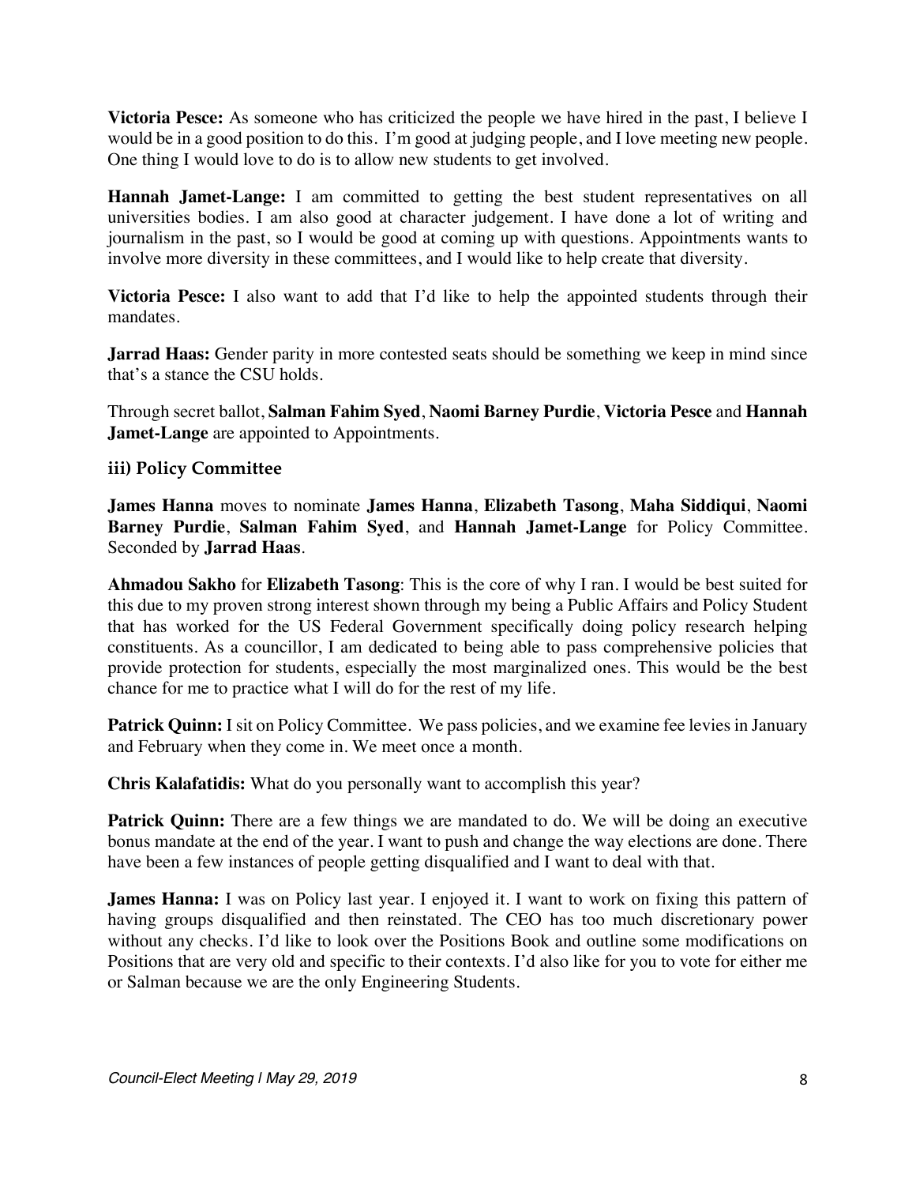**Victoria Pesce:** As someone who has criticized the people we have hired in the past, I believe I would be in a good position to do this. I'm good at judging people, and I love meeting new people. One thing I would love to do is to allow new students to get involved.

**Hannah Jamet-Lange:** I am committed to getting the best student representatives on all universities bodies. I am also good at character judgement. I have done a lot of writing and journalism in the past, so I would be good at coming up with questions. Appointments wants to involve more diversity in these committees, and I would like to help create that diversity.

**Victoria Pesce:** I also want to add that I'd like to help the appointed students through their mandates.

**Jarrad Haas:** Gender parity in more contested seats should be something we keep in mind since that's a stance the CSU holds.

Through secret ballot, **Salman Fahim Syed**, **Naomi Barney Purdie**, **Victoria Pesce** and **Hannah Jamet-Lange** are appointed to Appointments.

### iii) Policy Committee

**James Hanna** moves to nominate **James Hanna**, **Elizabeth Tasong**, **Maha Siddiqui**, **Naomi Barney Purdie**, **Salman Fahim Syed**, and **Hannah Jamet-Lange** for Policy Committee. Seconded by **Jarrad Haas**.

**Ahmadou Sakho** for **Elizabeth Tasong**: This is the core of why I ran. I would be best suited for this due to my proven strong interest shown through my being a Public Affairs and Policy Student that has worked for the US Federal Government specifically doing policy research helping constituents. As a councillor, I am dedicated to being able to pass comprehensive policies that provide protection for students, especially the most marginalized ones. This would be the best chance for me to practice what I will do for the rest of my life.

**Patrick Quinn:** I sit on Policy Committee. We pass policies, and we examine fee levies in January and February when they come in. We meet once a month.

**Chris Kalafatidis:** What do you personally want to accomplish this year?

**Patrick Quinn:** There are a few things we are mandated to do. We will be doing an executive bonus mandate at the end of the year. I want to push and change the way elections are done. There have been a few instances of people getting disqualified and I want to deal with that.

**James Hanna:** I was on Policy last year. I enjoyed it. I want to work on fixing this pattern of having groups disqualified and then reinstated. The CEO has too much discretionary power without any checks. I'd like to look over the Positions Book and outline some modifications on Positions that are very old and specific to their contexts. I'd also like for you to vote for either me or Salman because we are the only Engineering Students.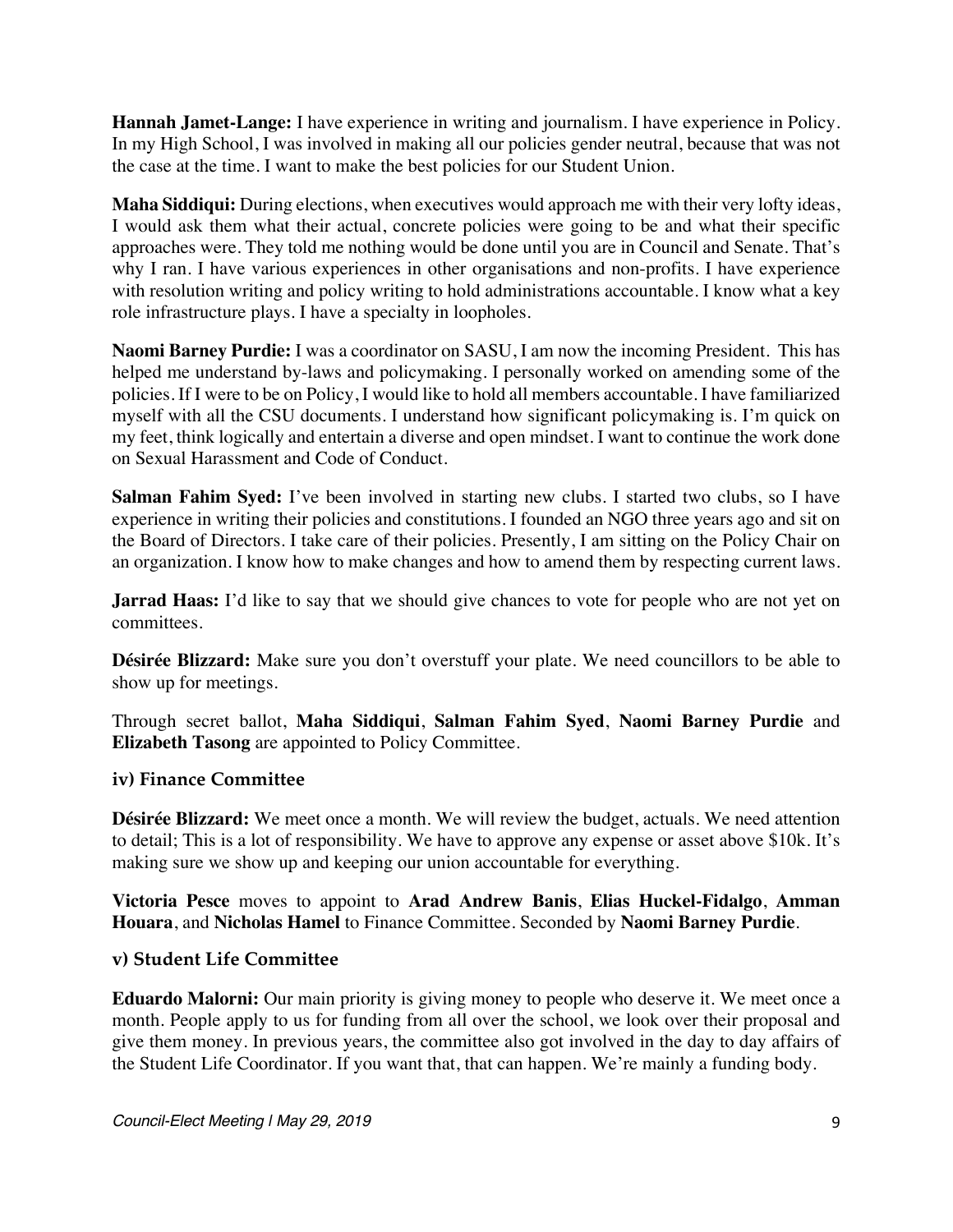**Hannah Jamet-Lange:** I have experience in writing and journalism. I have experience in Policy. In my High School, I was involved in making all our policies gender neutral, because that was not the case at the time. I want to make the best policies for our Student Union.

**Maha Siddiqui:** During elections, when executives would approach me with their very lofty ideas, I would ask them what their actual, concrete policies were going to be and what their specific approaches were. They told me nothing would be done until you are in Council and Senate. That's why I ran. I have various experiences in other organisations and non-profits. I have experience with resolution writing and policy writing to hold administrations accountable. I know what a key role infrastructure plays. I have a specialty in loopholes.

**Naomi Barney Purdie:** I was a coordinator on SASU, I am now the incoming President. This has helped me understand by-laws and policymaking. I personally worked on amending some of the policies. If I were to be on Policy, I would like to hold all members accountable. I have familiarized myself with all the CSU documents. I understand how significant policymaking is. I'm quick on my feet, think logically and entertain a diverse and open mindset. I want to continue the work done on Sexual Harassment and Code of Conduct.

**Salman Fahim Syed:** I've been involved in starting new clubs. I started two clubs, so I have experience in writing their policies and constitutions. I founded an NGO three years ago and sit on the Board of Directors. I take care of their policies. Presently, I am sitting on the Policy Chair on an organization. I know how to make changes and how to amend them by respecting current laws.

**Jarrad Haas:** I'd like to say that we should give chances to vote for people who are not yet on committees.

**Désirée Blizzard:** Make sure you don't overstuff your plate. We need councillors to be able to show up for meetings.

Through secret ballot, **Maha Siddiqui**, **Salman Fahim Syed**, **Naomi Barney Purdie** and **Elizabeth Tasong** are appointed to Policy Committee.

### iv) Finance Committee

**Désirée Blizzard:** We meet once a month. We will review the budget, actuals. We need attention to detail; This is a lot of responsibility. We have to approve any expense or asset above $10k. It's making sure we show up and keeping our union accountable for everything.

**Victoria Pesce** moves to appoint to **Arad Andrew Banis**, **Elias Huckel-Fidalgo**, **Amman Houara**, and **Nicholas Hamel** to Finance Committee. Seconded by **Naomi Barney Purdie**.

### v) Student Life Committee

**Eduardo Malorni:** Our main priority is giving money to people who deserve it. We meet once a month. People apply to us for funding from all over the school, we look over their proposal and give them money. In previous years, the committee also got involved in the day to day affairs of the Student Life Coordinator. If you want that, that can happen. We're mainly a funding body.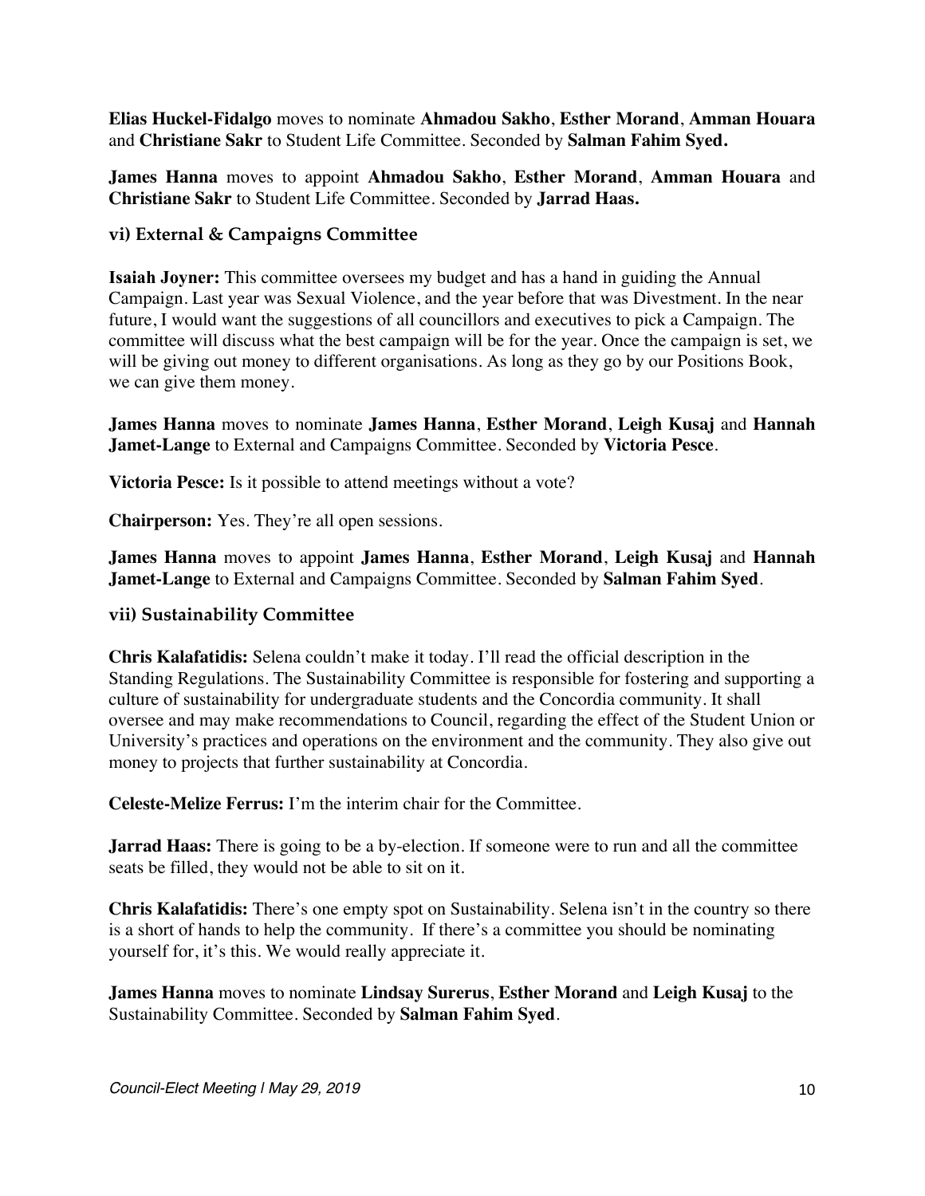**Elias Huckel-Fidalgo** moves to nominate **Ahmadou Sakho**, **Esther Morand**, **Amman Houara** and **Christiane Sakr** to Student Life Committee. Seconded by **Salman Fahim Syed.**

**James Hanna** moves to appoint **Ahmadou Sakho**, **Esther Morand**, **Amman Houara** and **Christiane Sakr** to Student Life Committee. Seconded by **Jarrad Haas.**

### vi) External & Campaigns Committee

**Isaiah Joyner:** This committee oversees my budget and has a hand in guiding the Annual Campaign. Last year was Sexual Violence, and the year before that was Divestment. In the near future, I would want the suggestions of all councillors and executives to pick a Campaign. The committee will discuss what the best campaign will be for the year. Once the campaign is set, we will be giving out money to different organisations. As long as they go by our Positions Book, we can give them money.

**James Hanna** moves to nominate **James Hanna**, **Esther Morand**, **Leigh Kusaj** and **Hannah Jamet-Lange** to External and Campaigns Committee. Seconded by **Victoria Pesce**.

**Victoria Pesce:** Is it possible to attend meetings without a vote?

**Chairperson:** Yes. They're all open sessions.

**James Hanna** moves to appoint **James Hanna**, **Esther Morand**, **Leigh Kusaj** and **Hannah Jamet-Lange** to External and Campaigns Committee. Seconded by **Salman Fahim Syed**.

### vii) Sustainability Committee

**Chris Kalafatidis:** Selena couldn't make it today. I'll read the official description in the Standing Regulations. The Sustainability Committee is responsible for fostering and supporting a culture of sustainability for undergraduate students and the Concordia community. It shall oversee and may make recommendations to Council, regarding the effect of the Student Union or University's practices and operations on the environment and the community. They also give out money to projects that further sustainability at Concordia.

**Celeste-Melize Ferrus:** I'm the interim chair for the Committee.

**Jarrad Haas:** There is going to be a by-election. If someone were to run and all the committee seats be filled, they would not be able to sit on it.

**Chris Kalafatidis:** There's one empty spot on Sustainability. Selena isn't in the country so there is a short of hands to help the community. If there's a committee you should be nominating yourself for, it's this. We would really appreciate it.

**James Hanna** moves to nominate **Lindsay Surerus**, **Esther Morand** and **Leigh Kusaj** to the Sustainability Committee. Seconded by **Salman Fahim Syed**.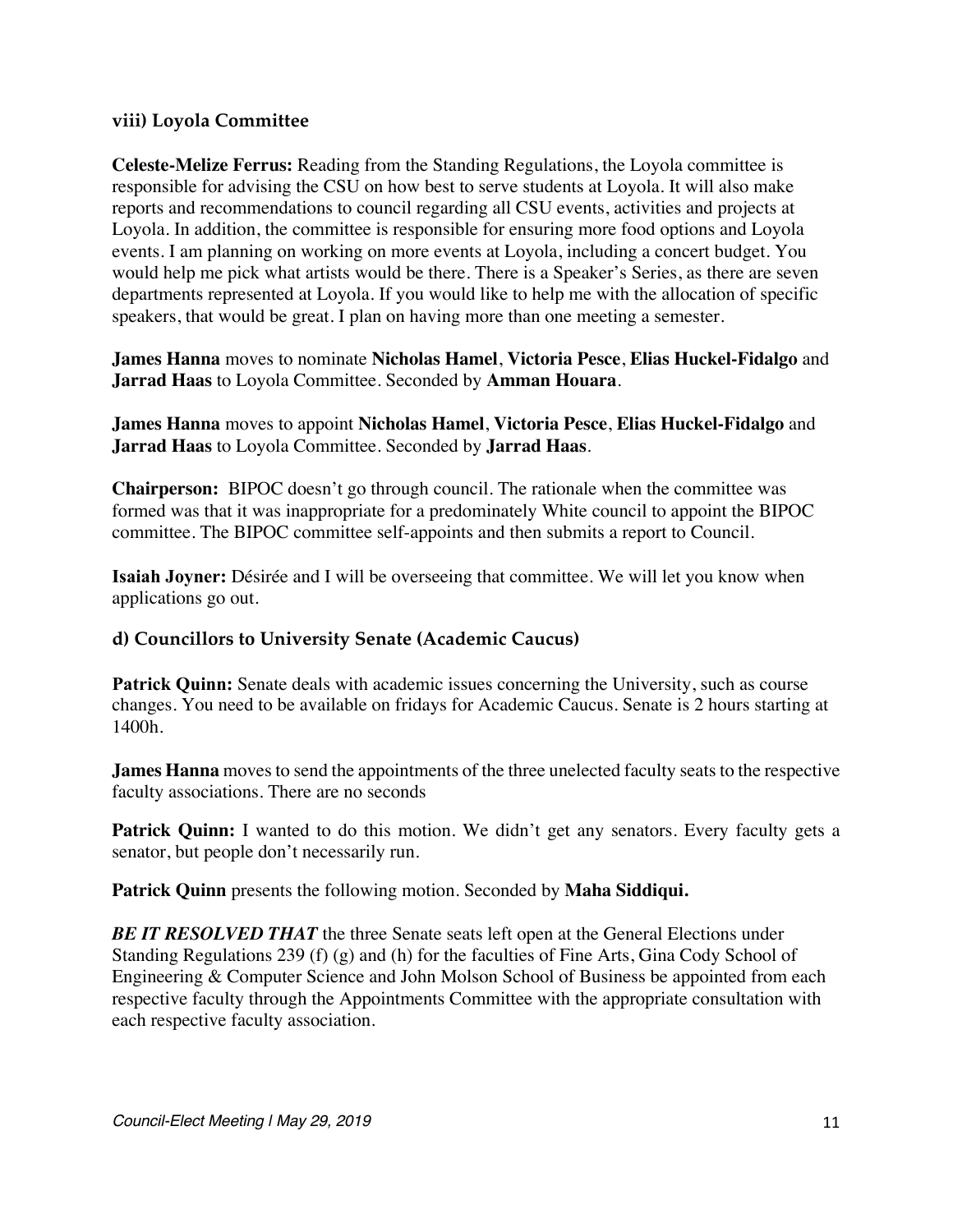### viii) Loyola Committee

**Celeste-Melize Ferrus:** Reading from the Standing Regulations, the Loyola committee is responsible for advising the CSU on how best to serve students at Loyola. It will also make reports and recommendations to council regarding all CSU events, activities and projects at Loyola. In addition, the committee is responsible for ensuring more food options and Loyola events. I am planning on working on more events at Loyola, including a concert budget. You would help me pick what artists would be there. There is a Speaker's Series, as there are seven departments represented at Loyola. If you would like to help me with the allocation of specific speakers, that would be great. I plan on having more than one meeting a semester.

**James Hanna** moves to nominate **Nicholas Hamel**, **Victoria Pesce**, **Elias Huckel-Fidalgo** and **Jarrad Haas** to Loyola Committee. Seconded by **Amman Houara**.

**James Hanna** moves to appoint **Nicholas Hamel**, **Victoria Pesce**, **Elias Huckel-Fidalgo** and **Jarrad Haas** to Loyola Committee. Seconded by **Jarrad Haas**.

**Chairperson:** BIPOC doesn't go through council. The rationale when the committee was formed was that it was inappropriate for a predominately White council to appoint the BIPOC committee. The BIPOC committee self-appoints and then submits a report to Council.

**Isaiah Joyner:** Désirée and I will be overseeing that committee. We will let you know when applications go out.

### d) Councillors to University Senate (Academic Caucus)

**Patrick Quinn:** Senate deals with academic issues concerning the University, such as course changes. You need to be available on fridays for Academic Caucus. Senate is 2 hours starting at 1400h.

**James Hanna** moves to send the appointments of the three unelected faculty seats to the respective faculty associations. There are no seconds

**Patrick Quinn:** I wanted to do this motion. We didn't get any senators. Every faculty gets a senator, but people don't necessarily run.

**Patrick Quinn** presents the following motion. Seconded by **Maha Siddiqui.**

***BE IT RESOLVED THAT*** the three Senate seats left open at the General Elections under Standing Regulations 239 (f) (g) and (h) for the faculties of Fine Arts, Gina Cody School of Engineering & Computer Science and John Molson School of Business be appointed from each respective faculty through the Appointments Committee with the appropriate consultation with each respective faculty association.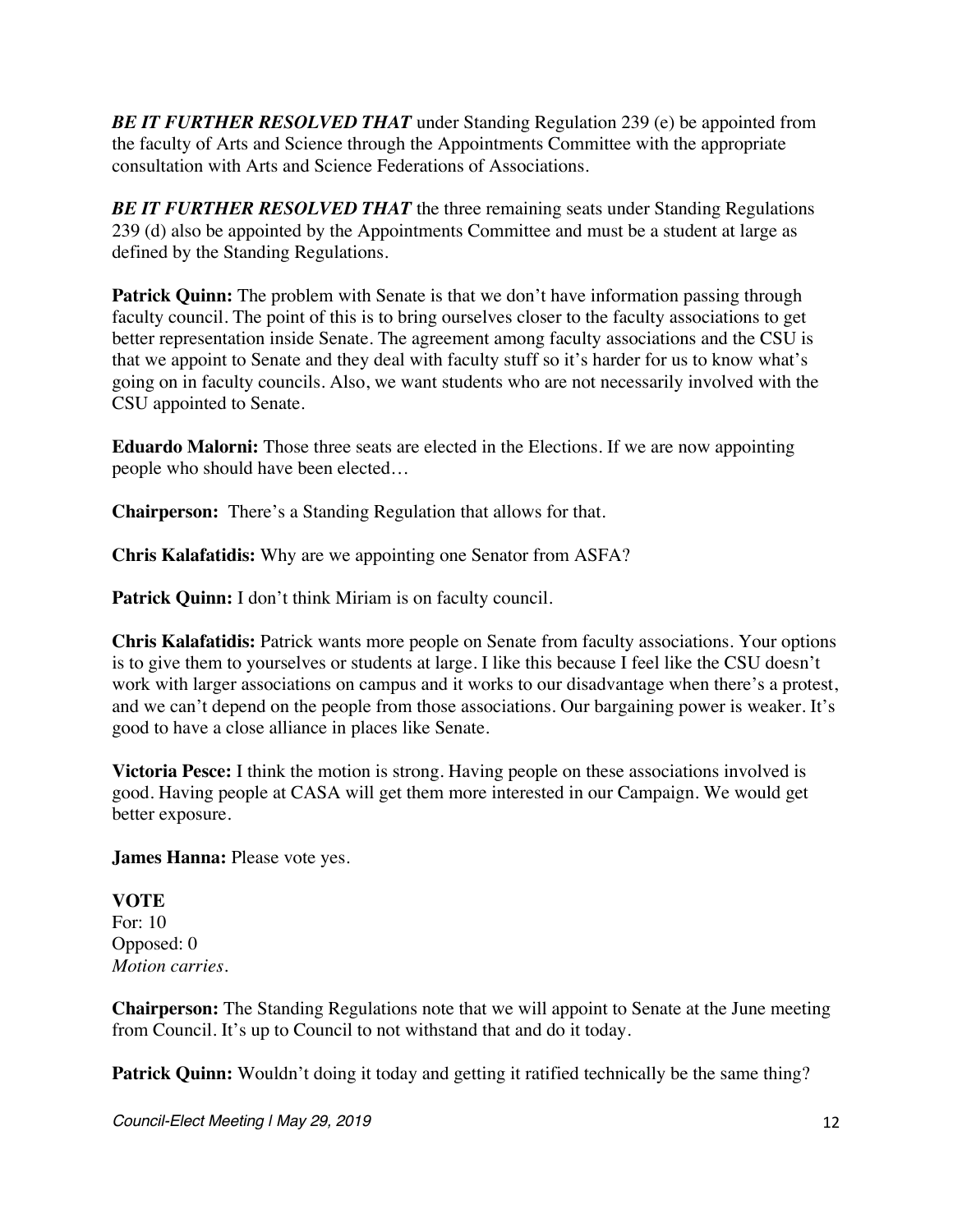***BE IT FURTHER RESOLVED THAT*** under Standing Regulation 239 (e) be appointed from the faculty of Arts and Science through the Appointments Committee with the appropriate consultation with Arts and Science Federations of Associations.

***BE IT FURTHER RESOLVED THAT*** the three remaining seats under Standing Regulations 239 (d) also be appointed by the Appointments Committee and must be a student at large as defined by the Standing Regulations.

**Patrick Quinn:** The problem with Senate is that we don't have information passing through faculty council. The point of this is to bring ourselves closer to the faculty associations to get better representation inside Senate. The agreement among faculty associations and the CSU is that we appoint to Senate and they deal with faculty stuff so it's harder for us to know what's going on in faculty councils. Also, we want students who are not necessarily involved with the CSU appointed to Senate.

**Eduardo Malorni:** Those three seats are elected in the Elections. If we are now appointing people who should have been elected…

**Chairperson:** There's a Standing Regulation that allows for that.

**Chris Kalafatidis:** Why are we appointing one Senator from ASFA?

**Patrick Quinn:** I don't think Miriam is on faculty council.

**Chris Kalafatidis:** Patrick wants more people on Senate from faculty associations. Your options is to give them to yourselves or students at large. I like this because I feel like the CSU doesn't work with larger associations on campus and it works to our disadvantage when there's a protest, and we can't depend on the people from those associations. Our bargaining power is weaker. It's good to have a close alliance in places like Senate.

**Victoria Pesce:** I think the motion is strong. Having people on these associations involved is good. Having people at CASA will get them more interested in our Campaign. We would get better exposure.

**James Hanna:** Please vote yes.

**VOTE**
For: 10
Opposed: 0
*Motion carries.*

**Chairperson:** The Standing Regulations note that we will appoint to Senate at the June meeting from Council. It's up to Council to not withstand that and do it today.

**Patrick Quinn:** Wouldn't doing it today and getting it ratified technically be the same thing?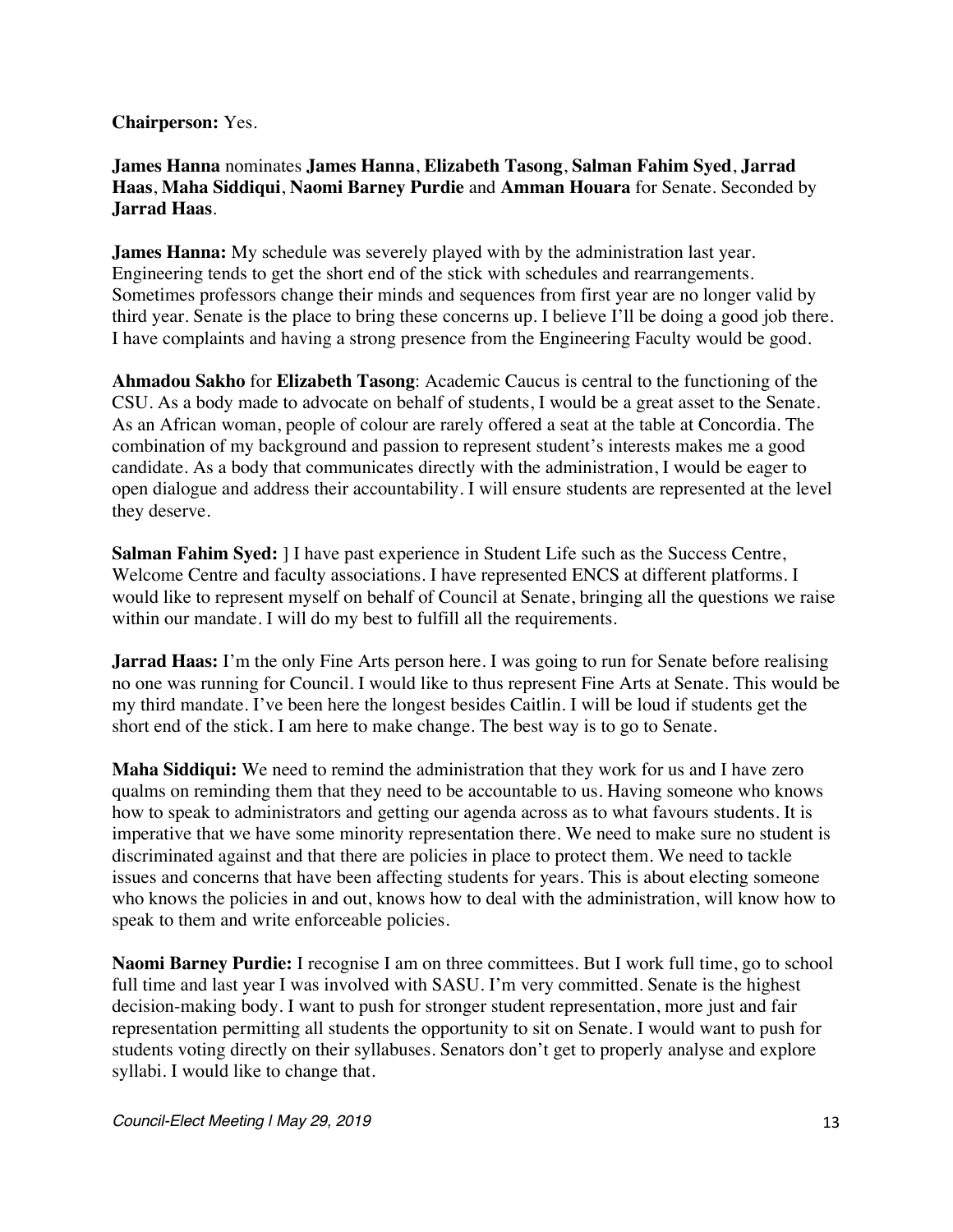**Chairperson:** Yes.

**James Hanna** nominates **James Hanna**, **Elizabeth Tasong**, **Salman Fahim Syed**, **Jarrad Haas**, **Maha Siddiqui**, **Naomi Barney Purdie** and **Amman Houara** for Senate. Seconded by **Jarrad Haas**.

**James Hanna:** My schedule was severely played with by the administration last year. Engineering tends to get the short end of the stick with schedules and rearrangements. Sometimes professors change their minds and sequences from first year are no longer valid by third year. Senate is the place to bring these concerns up. I believe I'll be doing a good job there. I have complaints and having a strong presence from the Engineering Faculty would be good.

**Ahmadou Sakho** for **Elizabeth Tasong**: Academic Caucus is central to the functioning of the CSU. As a body made to advocate on behalf of students, I would be a great asset to the Senate. As an African woman, people of colour are rarely offered a seat at the table at Concordia. The combination of my background and passion to represent student's interests makes me a good candidate. As a body that communicates directly with the administration, I would be eager to open dialogue and address their accountability. I will ensure students are represented at the level they deserve.

**Salman Fahim Syed:** ] I have past experience in Student Life such as the Success Centre, Welcome Centre and faculty associations. I have represented ENCS at different platforms. I would like to represent myself on behalf of Council at Senate, bringing all the questions we raise within our mandate. I will do my best to fulfill all the requirements.

**Jarrad Haas:** I'm the only Fine Arts person here. I was going to run for Senate before realising no one was running for Council. I would like to thus represent Fine Arts at Senate. This would be my third mandate. I've been here the longest besides Caitlin. I will be loud if students get the short end of the stick. I am here to make change. The best way is to go to Senate.

**Maha Siddiqui:** We need to remind the administration that they work for us and I have zero qualms on reminding them that they need to be accountable to us. Having someone who knows how to speak to administrators and getting our agenda across as to what favours students. It is imperative that we have some minority representation there. We need to make sure no student is discriminated against and that there are policies in place to protect them. We need to tackle issues and concerns that have been affecting students for years. This is about electing someone who knows the policies in and out, knows how to deal with the administration, will know how to speak to them and write enforceable policies.

**Naomi Barney Purdie:** I recognise I am on three committees. But I work full time, go to school full time and last year I was involved with SASU. I'm very committed. Senate is the highest decision-making body. I want to push for stronger student representation, more just and fair representation permitting all students the opportunity to sit on Senate. I would want to push for students voting directly on their syllabuses. Senators don't get to properly analyse and explore syllabi. I would like to change that.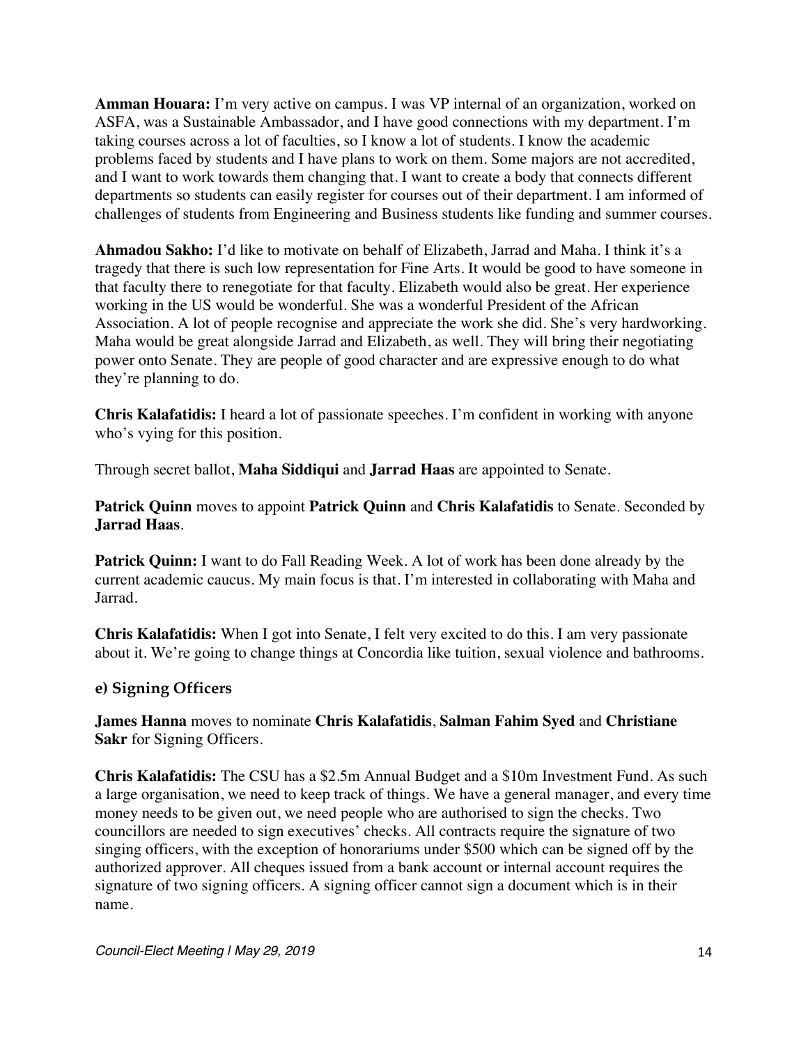**Amman Houara:** I'm very active on campus. I was VP internal of an organization, worked on ASFA, was a Sustainable Ambassador, and I have good connections with my department. I'm taking courses across a lot of faculties, so I know a lot of students. I know the academic problems faced by students and I have plans to work on them. Some majors are not accredited, and I want to work towards them changing that. I want to create a body that connects different departments so students can easily register for courses out of their department. I am informed of challenges of students from Engineering and Business students like funding and summer courses.

**Ahmadou Sakho:** I'd like to motivate on behalf of Elizabeth, Jarrad and Maha. I think it's a tragedy that there is such low representation for Fine Arts. It would be good to have someone in that faculty there to renegotiate for that faculty. Elizabeth would also be great. Her experience working in the US would be wonderful. She was a wonderful President of the African Association. A lot of people recognise and appreciate the work she did. She's very hardworking. Maha would be great alongside Jarrad and Elizabeth, as well. They will bring their negotiating power onto Senate. They are people of good character and are expressive enough to do what they're planning to do.

**Chris Kalafatidis:** I heard a lot of passionate speeches. I'm confident in working with anyone who's vying for this position.

Through secret ballot, **Maha Siddiqui** and **Jarrad Haas** are appointed to Senate.

**Patrick Quinn** moves to appoint **Patrick Quinn** and **Chris Kalafatidis** to Senate. Seconded by **Jarrad Haas**.

**Patrick Quinn:** I want to do Fall Reading Week. A lot of work has been done already by the current academic caucus. My main focus is that. I'm interested in collaborating with Maha and Jarrad.

**Chris Kalafatidis:** When I got into Senate, I felt very excited to do this. I am very passionate about it. We're going to change things at Concordia like tuition, sexual violence and bathrooms.

### e) Signing Officers

**James Hanna** moves to nominate **Chris Kalafatidis**, **Salman Fahim Syed** and **Christiane Sakr** for Signing Officers.

**Chris Kalafatidis:** The CSU has a $2.5m Annual Budget and a $10m Investment Fund. As such a large organisation, we need to keep track of things. We have a general manager, and every time money needs to be given out, we need people who are authorised to sign the checks. Two councillors are needed to sign executives' checks. All contracts require the signature of two singing officers, with the exception of honorariums under $500 which can be signed off by the authorized approver. All cheques issued from a bank account or internal account requires the signature of two signing officers. A signing officer cannot sign a document which is in their name.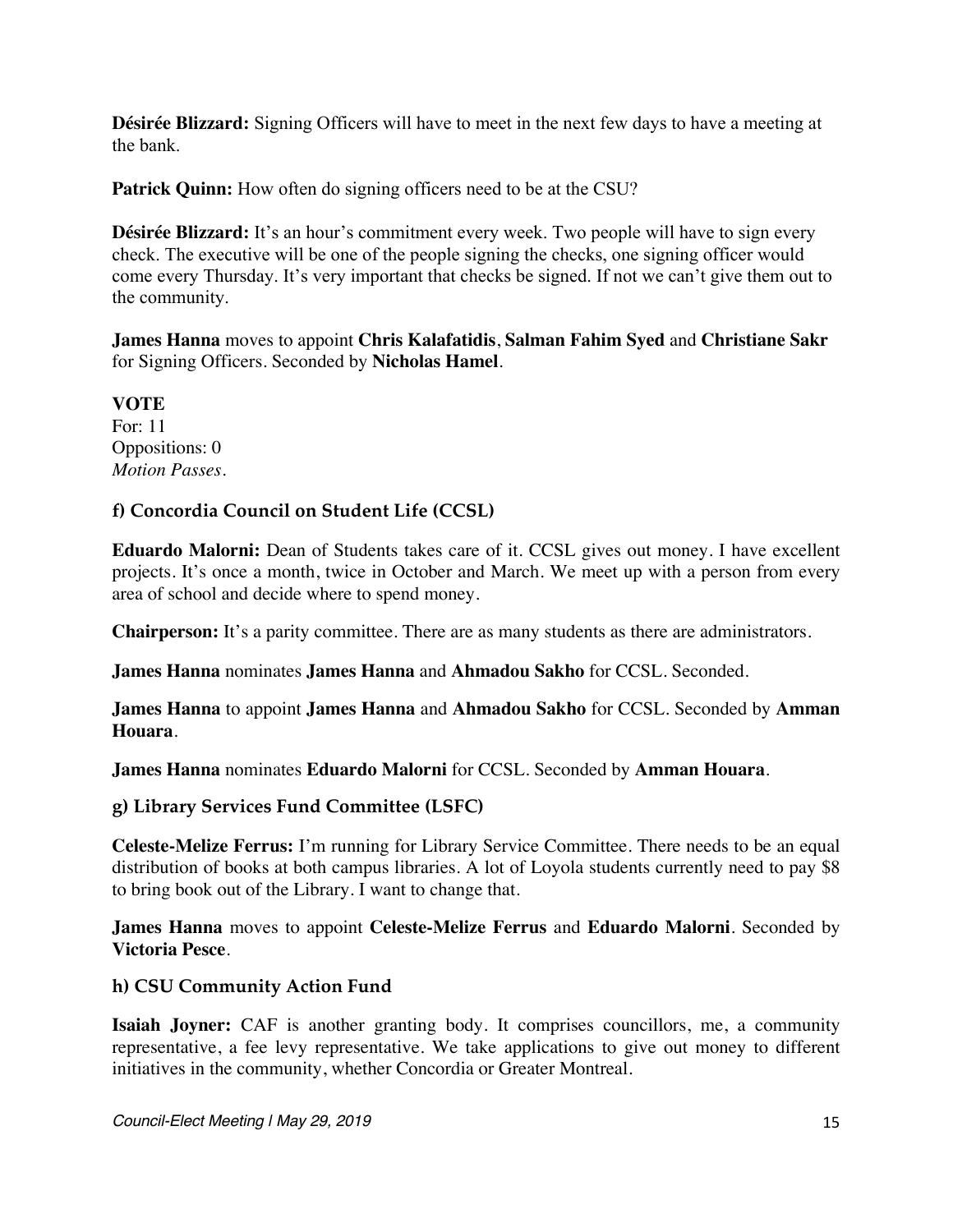**Désirée Blizzard:** Signing Officers will have to meet in the next few days to have a meeting at the bank.

**Patrick Quinn:** How often do signing officers need to be at the CSU?

**Désirée Blizzard:** It's an hour's commitment every week. Two people will have to sign every check. The executive will be one of the people signing the checks, one signing officer would come every Thursday. It's very important that checks be signed. If not we can't give them out to the community.

**James Hanna** moves to appoint **Chris Kalafatidis**, **Salman Fahim Syed** and **Christiane Sakr** for Signing Officers. Seconded by **Nicholas Hamel**.

**VOTE**
For: 11
Oppositions: 0
*Motion Passes*.

### f) Concordia Council on Student Life (CCSL)

**Eduardo Malorni:** Dean of Students takes care of it. CCSL gives out money. I have excellent projects. It's once a month, twice in October and March. We meet up with a person from every area of school and decide where to spend money.

**Chairperson:** It's a parity committee. There are as many students as there are administrators.

**James Hanna** nominates **James Hanna** and **Ahmadou Sakho** for CCSL. Seconded.

**James Hanna** to appoint **James Hanna** and **Ahmadou Sakho** for CCSL. Seconded by **Amman Houara**.

**James Hanna** nominates **Eduardo Malorni** for CCSL. Seconded by **Amman Houara**.

### g) Library Services Fund Committee (LSFC)

**Celeste-Melize Ferrus:** I'm running for Library Service Committee. There needs to be an equal distribution of books at both campus libraries. A lot of Loyola students currently need to pay $8 to bring book out of the Library. I want to change that.

**James Hanna** moves to appoint **Celeste-Melize Ferrus** and **Eduardo Malorni**. Seconded by **Victoria Pesce**.

### h) CSU Community Action Fund

**Isaiah Joyner:** CAF is another granting body. It comprises councillors, me, a community representative, a fee levy representative. We take applications to give out money to different initiatives in the community, whether Concordia or Greater Montreal.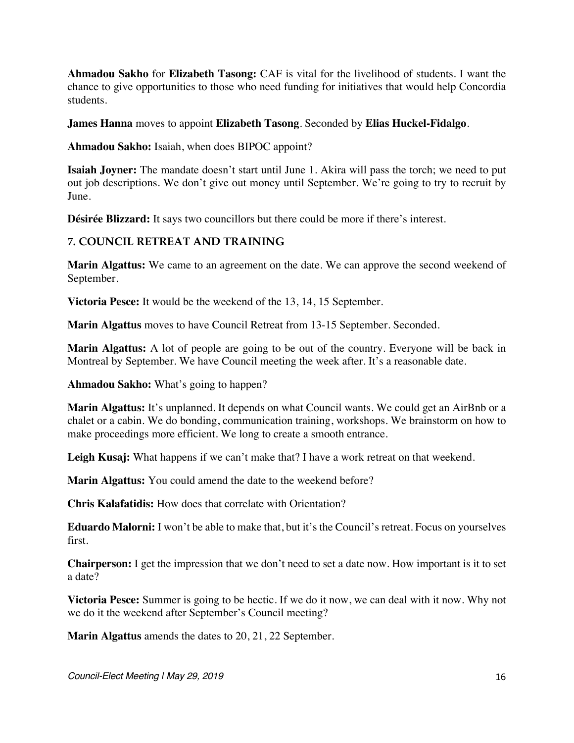**Ahmadou Sakho** for **Elizabeth Tasong:** CAF is vital for the livelihood of students. I want the chance to give opportunities to those who need funding for initiatives that would help Concordia students.

**James Hanna** moves to appoint **Elizabeth Tasong**. Seconded by **Elias Huckel-Fidalgo**.

**Ahmadou Sakho:** Isaiah, when does BIPOC appoint?

**Isaiah Joyner:** The mandate doesn't start until June 1. Akira will pass the torch; we need to put out job descriptions. We don't give out money until September. We're going to try to recruit by June.

**Désirée Blizzard:** It says two councillors but there could be more if there's interest.

## 7. COUNCIL RETREAT AND TRAINING

**Marin Algattus:** We came to an agreement on the date. We can approve the second weekend of September.

**Victoria Pesce:** It would be the weekend of the 13, 14, 15 September.

**Marin Algattus** moves to have Council Retreat from 13-15 September. Seconded.

**Marin Algattus:** A lot of people are going to be out of the country. Everyone will be back in Montreal by September. We have Council meeting the week after. It's a reasonable date.

**Ahmadou Sakho:** What's going to happen?

**Marin Algattus:** It's unplanned. It depends on what Council wants. We could get an AirBnb or a chalet or a cabin. We do bonding, communication training, workshops. We brainstorm on how to make proceedings more efficient. We long to create a smooth entrance.

**Leigh Kusaj:** What happens if we can't make that? I have a work retreat on that weekend.

**Marin Algattus:** You could amend the date to the weekend before?

**Chris Kalafatidis:** How does that correlate with Orientation?

**Eduardo Malorni:** I won't be able to make that, but it's the Council's retreat. Focus on yourselves first.

**Chairperson:** I get the impression that we don't need to set a date now. How important is it to set a date?

**Victoria Pesce:** Summer is going to be hectic. If we do it now, we can deal with it now. Why not we do it the weekend after September's Council meeting?

**Marin Algattus** amends the dates to 20, 21, 22 September.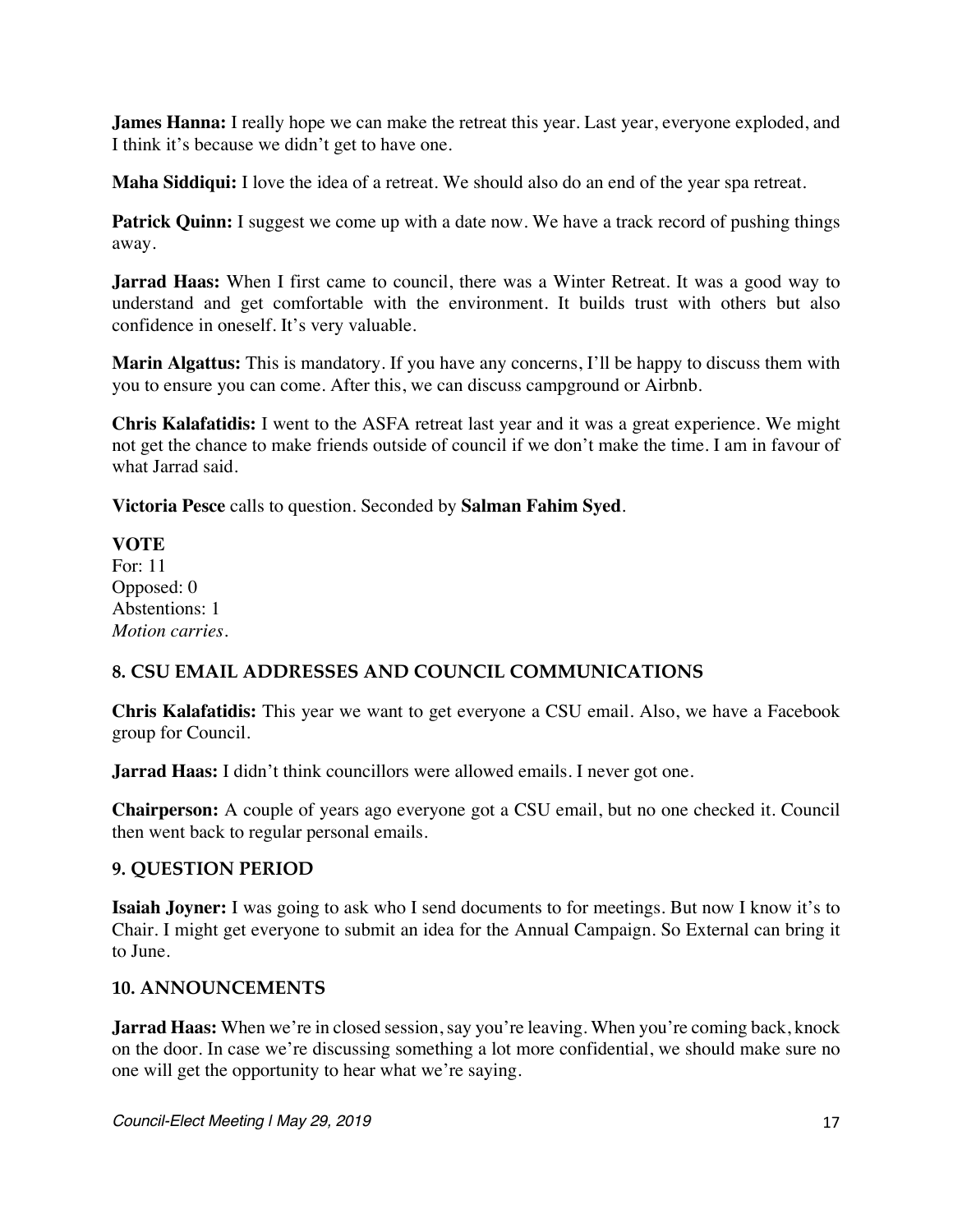**James Hanna:** I really hope we can make the retreat this year. Last year, everyone exploded, and I think it's because we didn't get to have one.

**Maha Siddiqui:** I love the idea of a retreat. We should also do an end of the year spa retreat.

**Patrick Quinn:** I suggest we come up with a date now. We have a track record of pushing things away.

**Jarrad Haas:** When I first came to council, there was a Winter Retreat. It was a good way to understand and get comfortable with the environment. It builds trust with others but also confidence in oneself. It's very valuable.

**Marin Algattus:** This is mandatory. If you have any concerns, I'll be happy to discuss them with you to ensure you can come. After this, we can discuss campground or Airbnb.

**Chris Kalafatidis:** I went to the ASFA retreat last year and it was a great experience. We might not get the chance to make friends outside of council if we don't make the time. I am in favour of what Jarrad said.

**Victoria Pesce** calls to question. Seconded by **Salman Fahim Syed**.

**VOTE**
For: 11
Opposed: 0
Abstentions: 1
*Motion carries.*

## 8. CSU EMAIL ADDRESSES AND COUNCIL COMMUNICATIONS

**Chris Kalafatidis:** This year we want to get everyone a CSU email. Also, we have a Facebook group for Council.

**Jarrad Haas:** I didn't think councillors were allowed emails. I never got one.

**Chairperson:** A couple of years ago everyone got a CSU email, but no one checked it. Council then went back to regular personal emails.

## 9. QUESTION PERIOD

**Isaiah Joyner:** I was going to ask who I send documents to for meetings. But now I know it's to Chair. I might get everyone to submit an idea for the Annual Campaign. So External can bring it to June.

## 10. ANNOUNCEMENTS

**Jarrad Haas:** When we're in closed session, say you're leaving. When you're coming back, knock on the door. In case we're discussing something a lot more confidential, we should make sure no one will get the opportunity to hear what we're saying.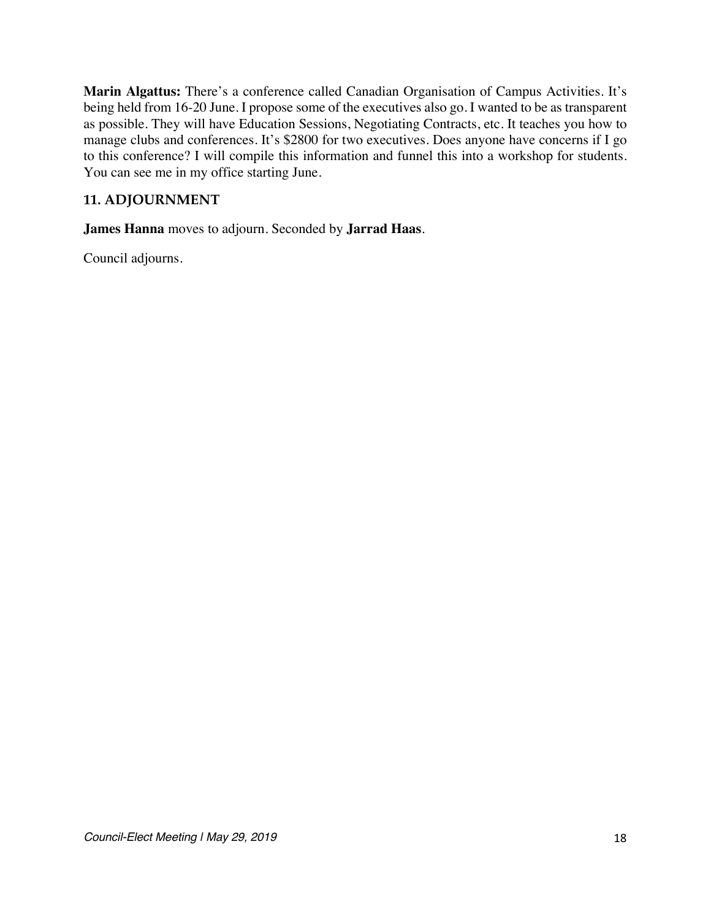**Marin Algattus:** There's a conference called Canadian Organisation of Campus Activities. It's being held from 16-20 June. I propose some of the executives also go. I wanted to be as transparent as possible. They will have Education Sessions, Negotiating Contracts, etc. It teaches you how to manage clubs and conferences. It's $2800 for two executives. Does anyone have concerns if I go to this conference? I will compile this information and funnel this into a workshop for students. You can see me in my office starting June.

## 11. ADJOURNMENT

**James Hanna** moves to adjourn. Seconded by **Jarrad Haas**.

Council adjourns.